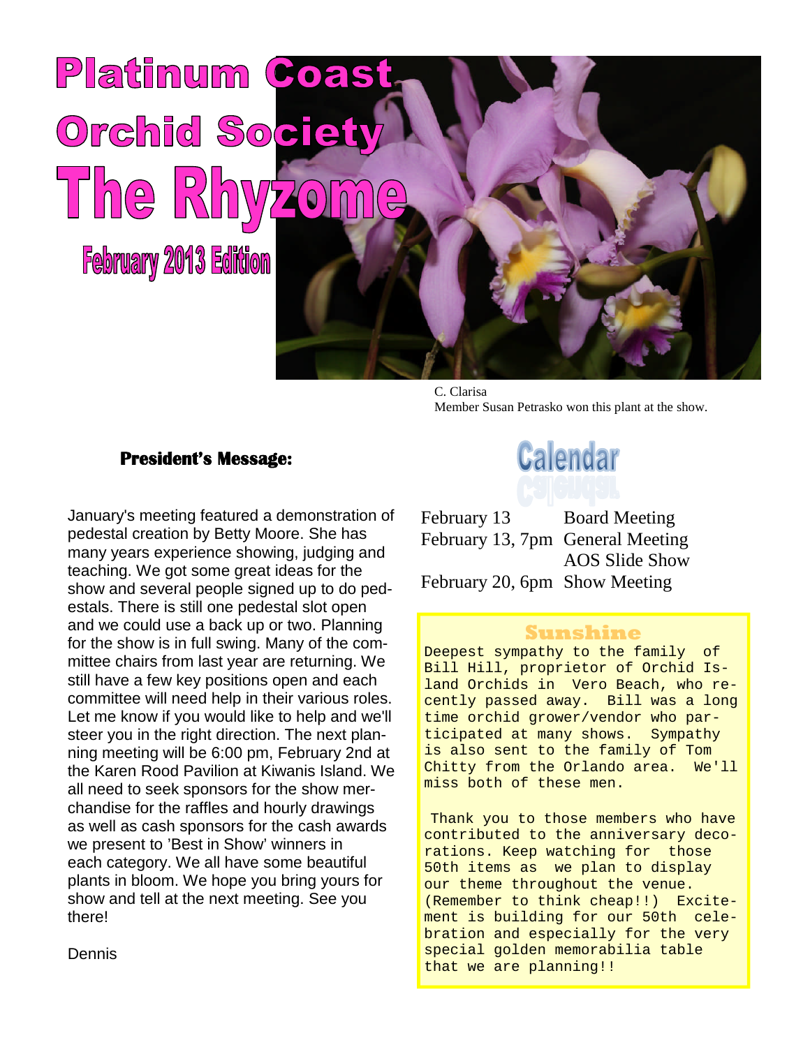# Platinum Coast Orchid Society

# The Rhyzome

## February 2013 Edition

C. Clarisa
Member Susan Petrasko won this plant at the show.

### President's Message:

January's meeting featured a demonstration of pedestal creation by Betty Moore. She has many years experience showing, judging and teaching. We got some great ideas for the show and several people signed up to do pedestals. There is still one pedestal slot open and we could use a back up or two. Planning for the show is in full swing. Many of the committee chairs from last year are returning. We still have a few key positions open and each committee will need help in their various roles. Let me know if you would like to help and we'll steer you in the right direction. The next planning meeting will be 6:00 pm, February 2nd at the Karen Rood Pavilion at Kiwanis Island. We all need to seek sponsors for the show merchandise for the raffles and hourly drawings as well as cash sponsors for the cash awards we present to 'Best in Show' winners in each category. We all have some beautiful plants in bloom. We hope you bring yours for show and tell at the next meeting. See you there!

Dennis

## Calendar

| | |
|---|---|
| February 13 | Board Meeting |
| February 13, 7pm | General Meeting<br>AOS Slide Show |
| February 20, 6pm | Show Meeting |

### Sunshine

Deepest sympathy to the family of Bill Hill, proprietor of Orchid Island Orchids in Vero Beach, who recently passed away. Bill was a long time orchid grower/vendor who participated at many shows. Sympathy is also sent to the family of Tom Chitty from the Orlando area. We'll miss both of these men.

Thank you to those members who have contributed to the anniversary decorations. Keep watching for those 50th items as we plan to display our theme throughout the venue. (Remember to think cheap!!) Excitement is building for our 50th celebration and especially for the very special golden memorabilia table that we are planning!!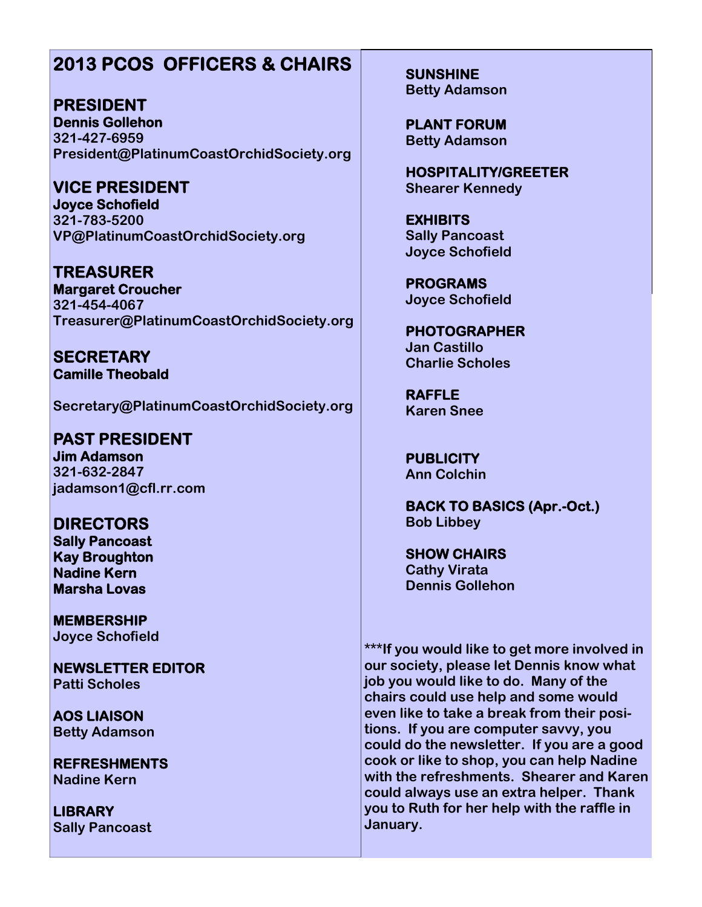# 2013 PCOS OFFICERS & CHAIRS

**PRESIDENT**
**Dennis Gollehon**
**321-427-6959**
**President@PlatinumCoastOrchidSociety.org**

**VICE PRESIDENT**
**Joyce Schofield**
**321-783-5200**
**VP@PlatinumCoastOrchidSociety.org**

**TREASURER**
**Margaret Croucher**
**321-454-4067**
**Treasurer@PlatinumCoastOrchidSociety.org**

**SECRETARY**
**Camille Theobald**

**Secretary@PlatinumCoastOrchidSociety.org**

**PAST PRESIDENT**
**Jim Adamson**
**321-632-2847**
**jadamson1@cfl.rr.com**

**DIRECTORS**
**Sally Pancoast**
**Kay Broughton**
**Nadine Kern**
**Marsha Lovas**

**MEMBERSHIP**
Joyce Schofield

**NEWSLETTER EDITOR**
Patti Scholes

**AOS LIAISON**
Betty Adamson

**REFRESHMENTS**
Nadine Kern

**LIBRARY**
Sally Pancoast

**SUNSHINE**
Betty Adamson

**PLANT FORUM**
Betty Adamson

**HOSPITALITY/GREETER**
Shearer Kennedy

**EXHIBITS**
Sally Pancoast
Joyce Schofield

**PROGRAMS**
Joyce Schofield

**PHOTOGRAPHER**
Jan Castillo
Charlie Scholes

**RAFFLE**
Karen Snee

**PUBLICITY**
Ann Colchin

**BACK TO BASICS (Apr.-Oct.)**
Bob Libbey

**SHOW CHAIRS**
Cathy Virata
Dennis Gollehon

***If you would like to get more involved in our society, please let Dennis know what job you would like to do. Many of the chairs could use help and some would even like to take a break from their positions. If you are computer savvy, you could do the newsletter. If you are a good cook or like to shop, you can help Nadine with the refreshments. Shearer and Karen could always use an extra helper. Thank you to Ruth for her help with the raffle in January.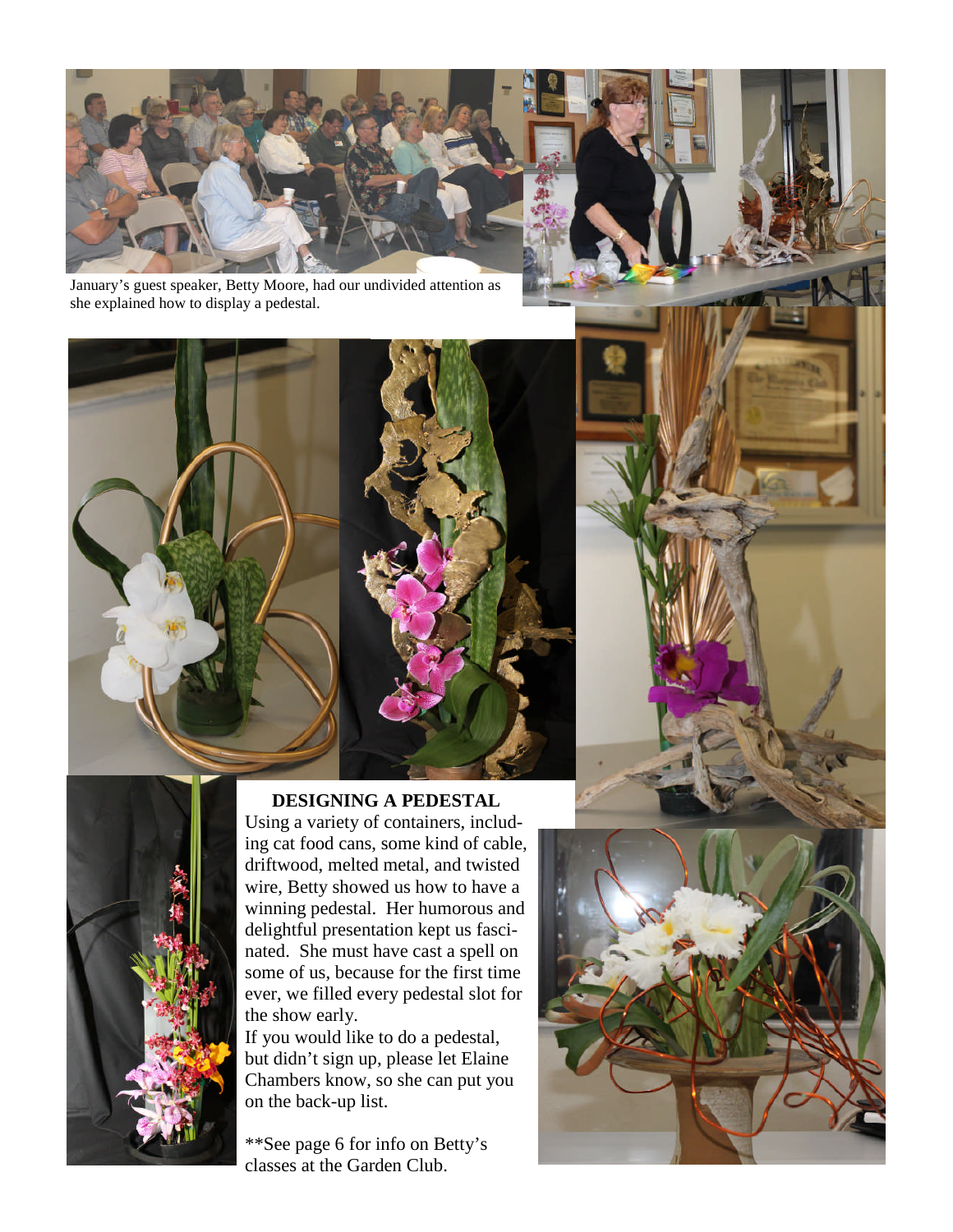January's guest speaker, Betty Moore, had our undivided attention as she explained how to display a pedestal.

### DESIGNING A PEDESTAL

Using a variety of containers, including cat food cans, some kind of cable, driftwood, melted metal, and twisted wire, Betty showed us how to have a winning pedestal. Her humorous and delightful presentation kept us fascinated. She must have cast a spell on some of us, because for the first time ever, we filled every pedestal slot for the show early.

If you would like to do a pedestal, but didn't sign up, please let Elaine Chambers know, so she can put you on the back-up list.

**See page 6 for info on Betty's classes at the Garden Club.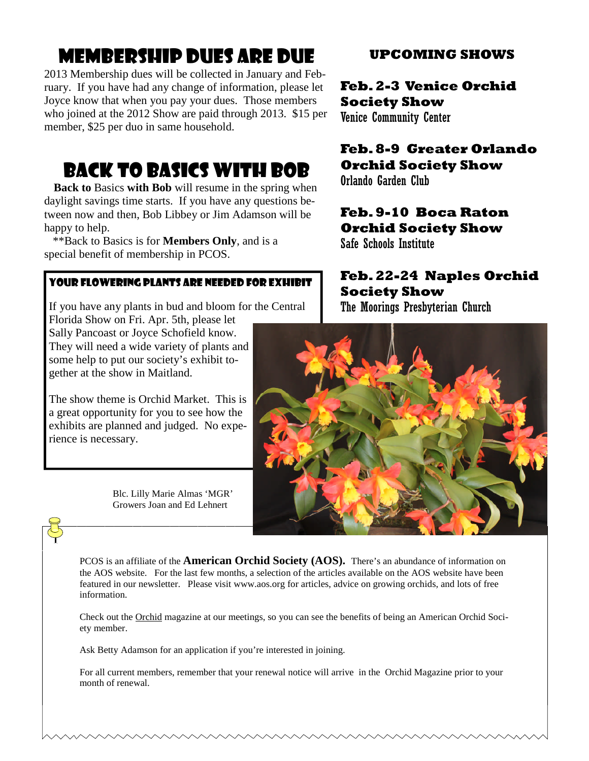# Membership Dues Are Due

2013 Membership dues will be collected in January and February. If you have had any change of information, please let Joyce know that when you pay your dues. Those members who joined at the 2012 Show are paid through 2013. $15 per member, $25 per duo in same household.

# Back to Basics with Bob

**Back to** Basics **with Bob** will resume in the spring when daylight savings time starts. If you have any questions between now and then, Bob Libbey or Jim Adamson will be happy to help.

**Back to Basics is for **Members Only**, and is a special benefit of membership in PCOS.

### Your Flowering Plants Are Needed for Exhibit

If you have any plants in bud and bloom for the Central Florida Show on Fri. Apr. 5th, please let Sally Pancoast or Joyce Schofield know. They will need a wide variety of plants and some help to put our society's exhibit together at the show in Maitland.

The show theme is Orchid Market. This is a great opportunity for you to see how the exhibits are planned and judged. No experience is necessary.

## Upcoming Shows

**Feb. 2-3 Venice Orchid Society Show**
Venice Community Center

**Feb. 8-9 Greater Orlando Orchid Society Show**
Orlando Garden Club

**Feb. 9-10 Boca Raton Orchid Society Show**
Safe Schools Institute

**Feb. 22-24 Naples Orchid Society Show**
The Moorings Presbyterian Church

Blc. Lilly Marie Almas 'MGR'
Growers Joan and Ed Lehnert

PCOS is an affiliate of the **American Orchid Society (AOS).** There's an abundance of information on the AOS website. For the last few months, a selection of the articles available on the AOS website have been featured in our newsletter. Please visit www.aos.org for articles, advice on growing orchids, and lots of free information.

Check out the Orchid magazine at our meetings, so you can see the benefits of being an American Orchid Society member.

Ask Betty Adamson for an application if you're interested in joining.

For all current members, remember that your renewal notice will arrive in the Orchid Magazine prior to your month of renewal.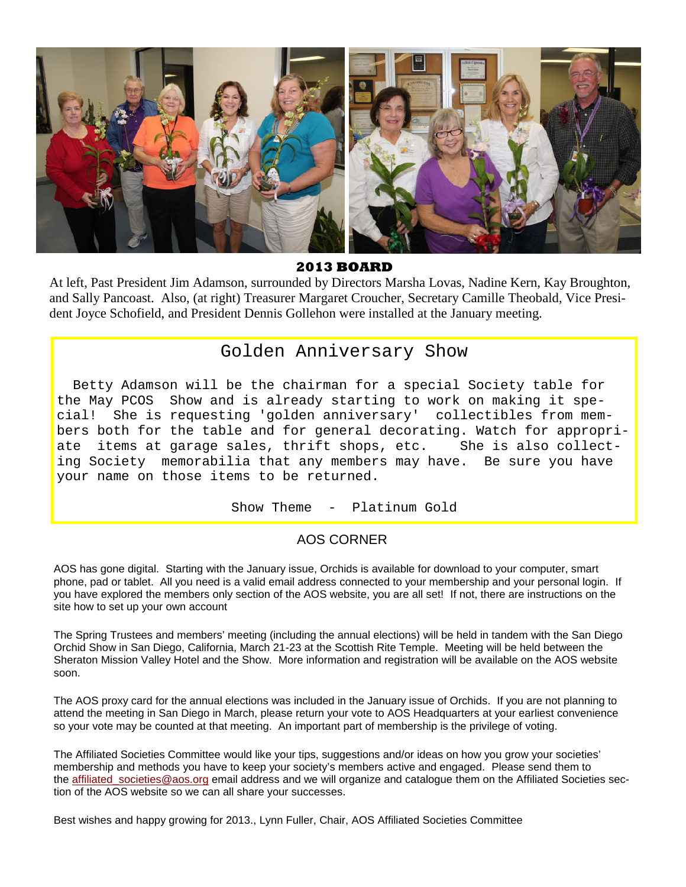**2013 BOARD**

At left, Past President Jim Adamson, surrounded by Directors Marsha Lovas, Nadine Kern, Kay Broughton, and Sally Pancoast. Also, (at right) Treasurer Margaret Croucher, Secretary Camille Theobald, Vice President Joyce Schofield, and President Dennis Gollehon were installed at the January meeting.

## Golden Anniversary Show

Betty Adamson will be the chairman for a special Society table for the May PCOS Show and is already starting to work on making it special! She is requesting 'golden anniversary' collectibles from members both for the table and for general decorating. Watch for appropriate items at garage sales, thrift shops, etc. She is also collecting Society memorabilia that any members may have. Be sure you have your name on those items to be returned.

Show Theme - Platinum Gold

## AOS CORNER

AOS has gone digital. Starting with the January issue, Orchids is available for download to your computer, smart phone, pad or tablet. All you need is a valid email address connected to your membership and your personal login. If you have explored the members only section of the AOS website, you are all set! If not, there are instructions on the site how to set up your own account

The Spring Trustees and members' meeting (including the annual elections) will be held in tandem with the San Diego Orchid Show in San Diego, California, March 21-23 at the Scottish Rite Temple. Meeting will be held between the Sheraton Mission Valley Hotel and the Show. More information and registration will be available on the AOS website soon.

The AOS proxy card for the annual elections was included in the January issue of Orchids. If you are not planning to attend the meeting in San Diego in March, please return your vote to AOS Headquarters at your earliest convenience so your vote may be counted at that meeting. An important part of membership is the privilege of voting.

The Affiliated Societies Committee would like your tips, suggestions and/or ideas on how you grow your societies' membership and methods you have to keep your society's members active and engaged. Please send them to the affiliated_societies@aos.org email address and we will organize and catalogue them on the Affiliated Societies section of the AOS website so we can all share your successes.

Best wishes and happy growing for 2013., Lynn Fuller, Chair, AOS Affiliated Societies Committee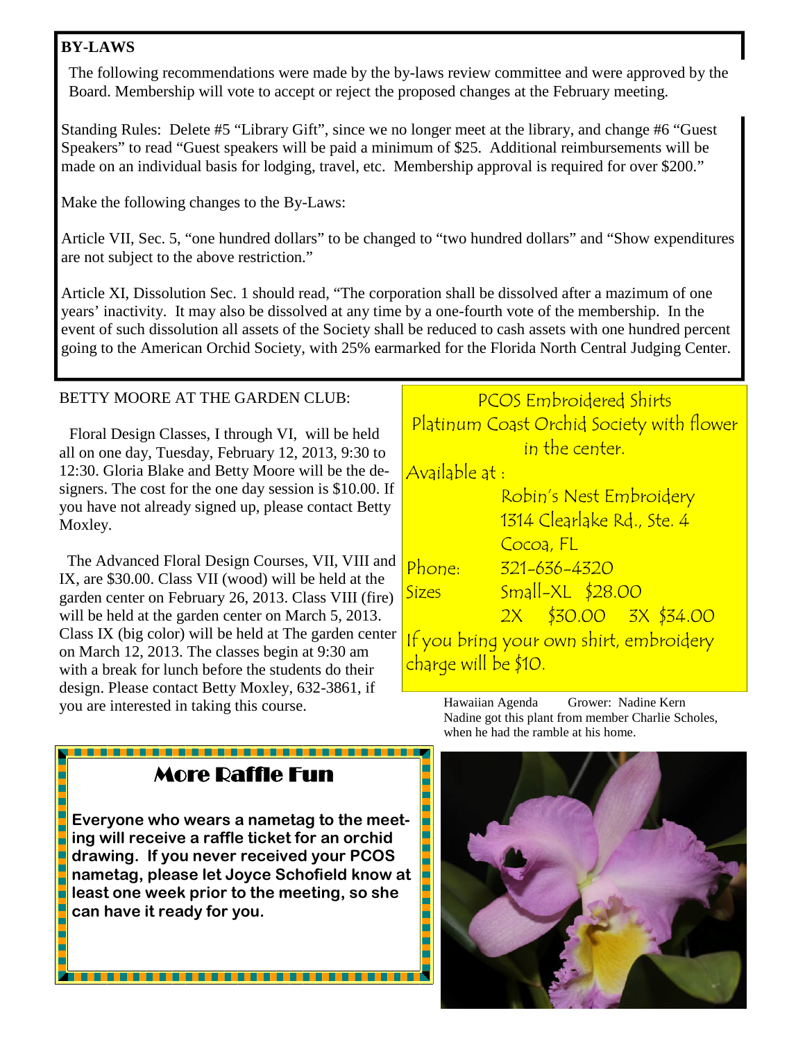## BY-LAWS

The following recommendations were made by the by-laws review committee and were approved by the Board. Membership will vote to accept or reject the proposed changes at the February meeting.

Standing Rules: Delete #5 "Library Gift", since we no longer meet at the library, and change #6 "Guest Speakers" to read "Guest speakers will be paid a minimum of $25. Additional reimbursements will be made on an individual basis for lodging, travel, etc. Membership approval is required for over $200."

Make the following changes to the By-Laws:

Article VII, Sec. 5, "one hundred dollars" to be changed to "two hundred dollars" and "Show expenditures are not subject to the above restriction."

Article XI, Dissolution Sec. 1 should read, "The corporation shall be dissolved after a mazimum of one years' inactivity. It may also be dissolved at any time by a one-fourth vote of the membership. In the event of such dissolution all assets of the Society shall be reduced to cash assets with one hundred percent going to the American Orchid Society, with 25% earmarked for the Florida North Central Judging Center.

## BETTY MOORE AT THE GARDEN CLUB:

Floral Design Classes, I through VI, will be held all on one day, Tuesday, February 12, 2013, 9:30 to 12:30. Gloria Blake and Betty Moore will be the designers. The cost for the one day session is $10.00. If you have not already signed up, please contact Betty Moxley.

The Advanced Floral Design Courses, VII, VIII and IX, are $30.00. Class VII (wood) will be held at the garden center on February 26, 2013. Class VIII (fire) will be held at the garden center on March 5, 2013. Class IX (big color) will be held at The garden center on March 12, 2013. The classes begin at 9:30 am with a break for lunch before the students do their design. Please contact Betty Moxley, 632-3861, if you are interested in taking this course.

## PCOS Embroidered Shirts

Platinum Coast Orchid Society with flower in the center.

Available at :

Robin's Nest Embroidery
1314 Clearlake Rd., Ste. 4
Cocoa, FL

Phone: 321-636-4320

Sizes: Small-XL $28.00
2X $30.00 3X $34.00

If you bring your own shirt, embroidery charge will be $10.

## More Raffle Fun

**Everyone who wears a nametag to the meeting will receive a raffle ticket for an orchid drawing. If you never received your PCOS nametag, please let Joyce Schofield know at least one week prior to the meeting, so she can have it ready for you.**

Hawaiian Agenda Grower: Nadine Kern
Nadine got this plant from member Charlie Scholes, when he had the ramble at his home.